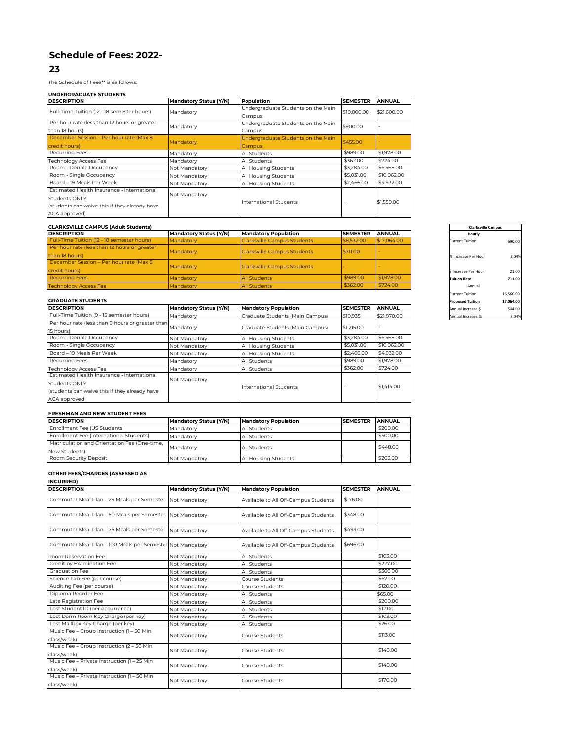# Schedule of Fees: 2022-23

The Schedule of Fees** is as follows:

### UNDERGRADUATE STUDENTS

| DESCRIPTION | Mandatory Status (Y/N) | Population | SEMESTER | ANNUAL |
|---|---|---|---|---|
| Full-Time Tuition (12 - 18 semester hours) | Mandatory | Undergraduate Students on the Main Campus | $10,800.00 | $21,600.00 |
| Per hour rate (less than 12 hours or greater than 18 hours) | Mandatory | Undergraduate Students on the Main Campus | $900.00 | - |
| December Session – Per hour rate (Max 8 credit hours) | Mandatory | Undergraduate Students on the Main Campus | $455.00 | - |
| Recurring Fees | Mandatory | All Students | $989.00 | $1,978.00 |
| Technology Access Fee | Mandatory | All Students | $362.00 | $724.00 |
| Room - Double Occupancy | Not Mandatory | All Housing Students | $3,284.00 | $6,568.00 |
| Room - Single Occupancy | Not Mandatory | All Housing Students | $5,031.00 | $10,062.00 |
| Board – 19 Meals Per Week | Not Mandatory | All Housing Students | $2,466.00 | $4,932.00 |
| Estimated Health Insurance - International Students ONLY (students can waive this if they already have ACA approved) | Not Mandatory | International Students | - | $1,550.00 |

### CLARKSVILLE CAMPUS (Adult Students)

| DESCRIPTION | Mandatory Status (Y/N) | Mandatory Population | SEMESTER | ANNUAL |
|---|---|---|---|---|
| Full-Time Tuition (12 - 18 semester hours) | Mandatory | Clarksville Campus Students | $8,532.00 | $17,064.00 |
| Per hour rate (less than 12 hours or greater than 18 hours) | Mandatory | Clarksville Campus Students | $711.00 | - |
| December Session – Per hour rate (Max 8 credit hours) | Mandatory | Clarksville Campus Students | - | - |
| Recurring Fees | Mandatory | All Students | $989.00 | $1,978.00 |
| Technology Access Fee | Mandatory | All Students | $362.00 | $724.00 |

| Clarksville Campus | |
|---|---|
| **Hourly** | |
| Current Tuition | 690.00 |
| % Increase Per Hour | 3.04% |
| $ Increase Per Hour | 21.00 |
| **Tuition Rate** | **711.00** |
| Annual | |
| Current Tuition | 16,560.00 |
| **Proposed Tuition** | **17,064.00** |
| Annual Increase $ | 504.00 |
| Annual Increase % | 3.04% |

### GRADUATE STUDENTS

| DESCRIPTION | Mandatory Status (Y/N) | Mandatory Population | SEMESTER | ANNUAL |
|---|---|---|---|---|
| Full-Time Tuition (9 - 15 semester hours) | Mandatory | Graduate Students (Main Campus) | $10,935 | $21,870.00 |
| Per hour rate (less than 9 hours or greater than 15 hours) | Mandatory | Graduate Students (Main Campus) | $1,215.00 | - |
| Room - Double Occupancy | Not Mandatory | All Housing Students | $3,284.00 | $6,568.00 |
| Room - Single Occupancy | Not Mandatory | All Housing Students | $5,031.00 | $10,062.00 |
| Board – 19 Meals Per Week | Not Mandatory | All Housing Students | $2,466.00 | $4,932.00 |
| Recurring Fees | Mandatory | All Students | $989.00 | $1,978.00 |
| Technology Access Fee | Mandatory | All Students | $362.00 | $724.00 |
| Estimated Health Insurance - International Students ONLY (students can waive this if they already have ACA approved | Not Mandatory | International Students | - | $1,414.00 |

### FRESHMAN AND NEW STUDENT FEES

| DESCRIPTION | Mandatory Status (Y/N) | Mandatory Population | SEMESTER | ANNUAL |
|---|---|---|---|---|
| Enrollment Fee (US Students) | Mandatory | All Students | | $200.00 |
| Enrollment Fee (International Students) | Mandatory | All Students | | $500.00 |
| Matriculation and Orientation Fee (One-time, New Students) | Mandatory | All Students | | $448.00 |
| Room Security Deposit | Not Mandatory | All Housing Students | | $203.00 |

### OTHER FEES/CHARGES (ASSESSED AS INCURRED)

| DESCRIPTION | Mandatory Status (Y/N) | Mandatory Population | SEMESTER | ANNUAL |
|---|---|---|---|---|
| Commuter Meal Plan – 25 Meals per Semester | Not Mandatory | Available to All Off-Campus Students | $176.00 | |
| Commuter Meal Plan – 50 Meals per Semester | Not Mandatory | Available to All Off-Campus Students | $348.00 | |
| Commuter Meal Plan – 75 Meals per Semester | Not Mandatory | Available to All Off-Campus Students | $493.00 | |
| Commuter Meal Plan – 100 Meals per Semester | Not Mandatory | Available to All Off-Campus Students | $696.00 | |
| Room Reservation Fee | Not Mandatory | All Students | | $103.00 |
| Credit by Examination Fee | Not Mandatory | All Students | | $227.00 |
| Graduation Fee | Not Mandatory | All Students | | $360.00 |
| Science Lab Fee (per course) | Not Mandatory | Course Students | | $67.00 |
| Auditing Fee (per course) | Not Mandatory | Course Students | | $120.00 |
| Diploma Reorder Fee | Not Mandatory | All Students | | $65.00 |
| Late Registration Fee | Not Mandatory | All Students | | $200.00 |
| Lost Student ID (per occurrence) | Not Mandatory | All Students | | $12.00 |
| Lost Dorm Room Key Charge (per key) | Not Mandatory | All Students | | $103.00 |
| Lost Mailbox Key Charge (per key) | Not Mandatory | All Students | | $26.00 |
| Music Fee – Group Instruction (1 – 50 Min class/week) | Not Mandatory | Course Students | | $113.00 |
| Music Fee – Group Instruction (2 – 50 Min class/week) | Not Mandatory | Course Students | | $140.00 |
| Music Fee – Private Instruction (1 – 25 Min class/week) | Not Mandatory | Course Students | | $140.00 |
| Music Fee – Private Instruction (1 – 50 Min class/week) | Not Mandatory | Course Students | | $170.00 |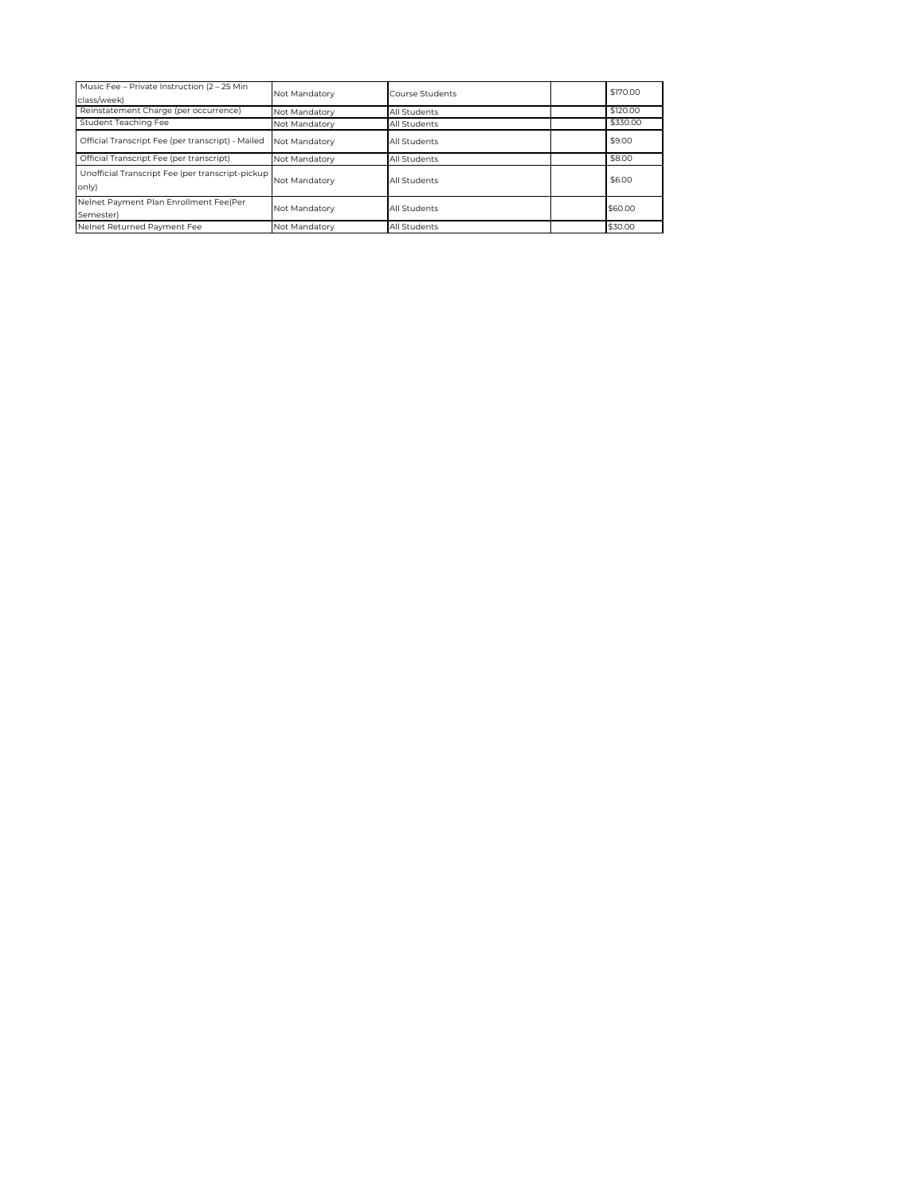| | | | | |
|---|---|---|---|---|
| Music Fee – Private Instruction (2 – 25 Min class/week) | Not Mandatory | Course Students | | $170.00 |
| Reinstatement Charge (per occurrence) | Not Mandatory | All Students | | $120.00 |
| Student Teaching Fee | Not Mandatory | All Students | | $330.00 |
| Official Transcript Fee (per transcript) - Mailed | Not Mandatory | All Students | | $9.00 |
| Official Transcript Fee (per transcript) | Not Mandatory | All Students | | $8.00 |
| Unofficial Transcript Fee (per transcript-pickup only) | Not Mandatory | All Students | | $6.00 |
| Nelnet Payment Plan Enrollment Fee(Per Semester) | Not Mandatory | All Students | | $60.00 |
| Nelnet Returned Payment Fee | Not Mandatory | All Students | | $30.00 |